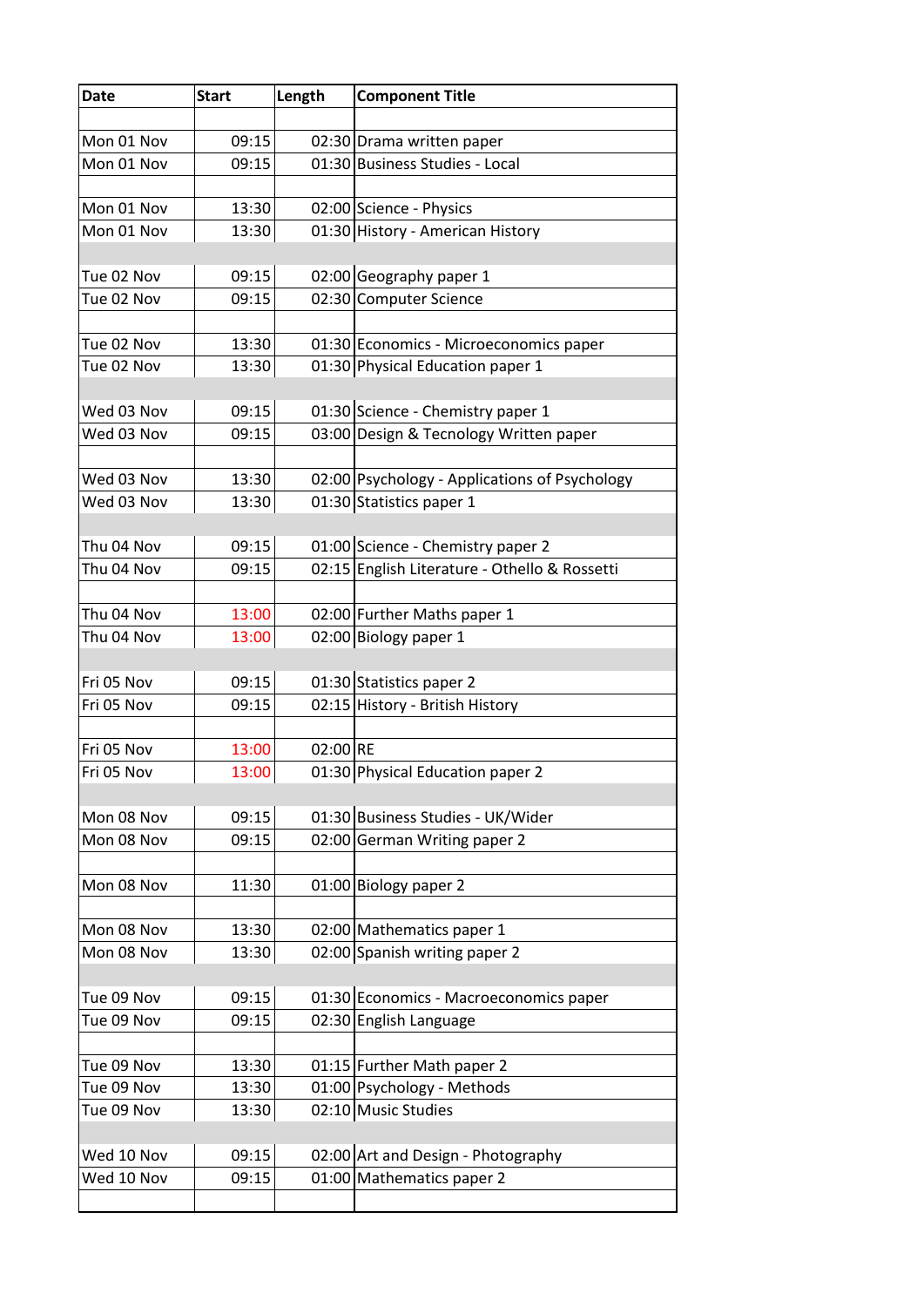| Date | Start | Length | Component Title |
|---|---|---|---|
| | | | |
| Mon 01 Nov | 09:15 | 02:30 | Drama written paper |
| Mon 01 Nov | 09:15 | 01:30 | Business Studies - Local |
| | | | |
| Mon 01 Nov | 13:30 | 02:00 | Science - Physics |
| Mon 01 Nov | 13:30 | 01:30 | History - American History |
| | | | |
| Tue 02 Nov | 09:15 | 02:00 | Geography paper 1 |
| Tue 02 Nov | 09:15 | 02:30 | Computer Science |
| | | | |
| Tue 02 Nov | 13:30 | 01:30 | Economics - Microeconomics paper |
| Tue 02 Nov | 13:30 | 01:30 | Physical Education paper 1 |
| | | | |
| Wed 03 Nov | 09:15 | 01:30 | Science - Chemistry paper 1 |
| Wed 03 Nov | 09:15 | 03:00 | Design & Tecnology Written paper |
| | | | |
| Wed 03 Nov | 13:30 | 02:00 | Psychology - Applications of Psychology |
| Wed 03 Nov | 13:30 | 01:30 | Statistics paper 1 |
| | | | |
| Thu 04 Nov | 09:15 | 01:00 | Science - Chemistry paper 2 |
| Thu 04 Nov | 09:15 | 02:15 | English Literature - Othello & Rossetti |
| | | | |
| Thu 04 Nov | 13:00 | 02:00 | Further Maths paper 1 |
| Thu 04 Nov | 13:00 | 02:00 | Biology paper 1 |
| | | | |
| Fri 05 Nov | 09:15 | 01:30 | Statistics paper 2 |
| Fri 05 Nov | 09:15 | 02:15 | History - British History |
| | | | |
| Fri 05 Nov | 13:00 | 02:00 | RE |
| Fri 05 Nov | 13:00 | 01:30 | Physical Education paper 2 |
| | | | |
| Mon 08 Nov | 09:15 | 01:30 | Business Studies - UK/Wider |
| Mon 08 Nov | 09:15 | 02:00 | German Writing paper 2 |
| | | | |
| Mon 08 Nov | 11:30 | 01:00 | Biology paper 2 |
| | | | |
| Mon 08 Nov | 13:30 | 02:00 | Mathematics paper 1 |
| Mon 08 Nov | 13:30 | 02:00 | Spanish writing paper 2 |
| | | | |
| Tue 09 Nov | 09:15 | 01:30 | Economics - Macroeconomics paper |
| Tue 09 Nov | 09:15 | 02:30 | English Language |
| | | | |
| Tue 09 Nov | 13:30 | 01:15 | Further Math paper 2 |
| Tue 09 Nov | 13:30 | 01:00 | Psychology - Methods |
| Tue 09 Nov | 13:30 | 02:10 | Music Studies |
| | | | |
| Wed 10 Nov | 09:15 | 02:00 | Art and Design - Photography |
| Wed 10 Nov | 09:15 | 01:00 | Mathematics paper 2 |
| | | | |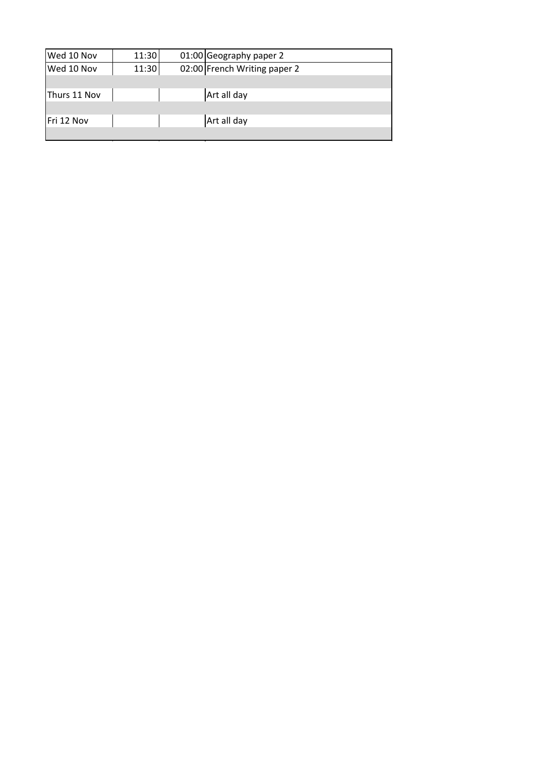| | | | |
|---|---|---|---|
| Wed 10 Nov | 11:30 | 01:00 | Geography paper 2 |
| Wed 10 Nov | 11:30 | 02:00 | French Writing paper 2 |
| | | | |
| Thurs 11 Nov | | | Art all day |
| | | | |
| Fri 12 Nov | | | Art all day |
| | | | |